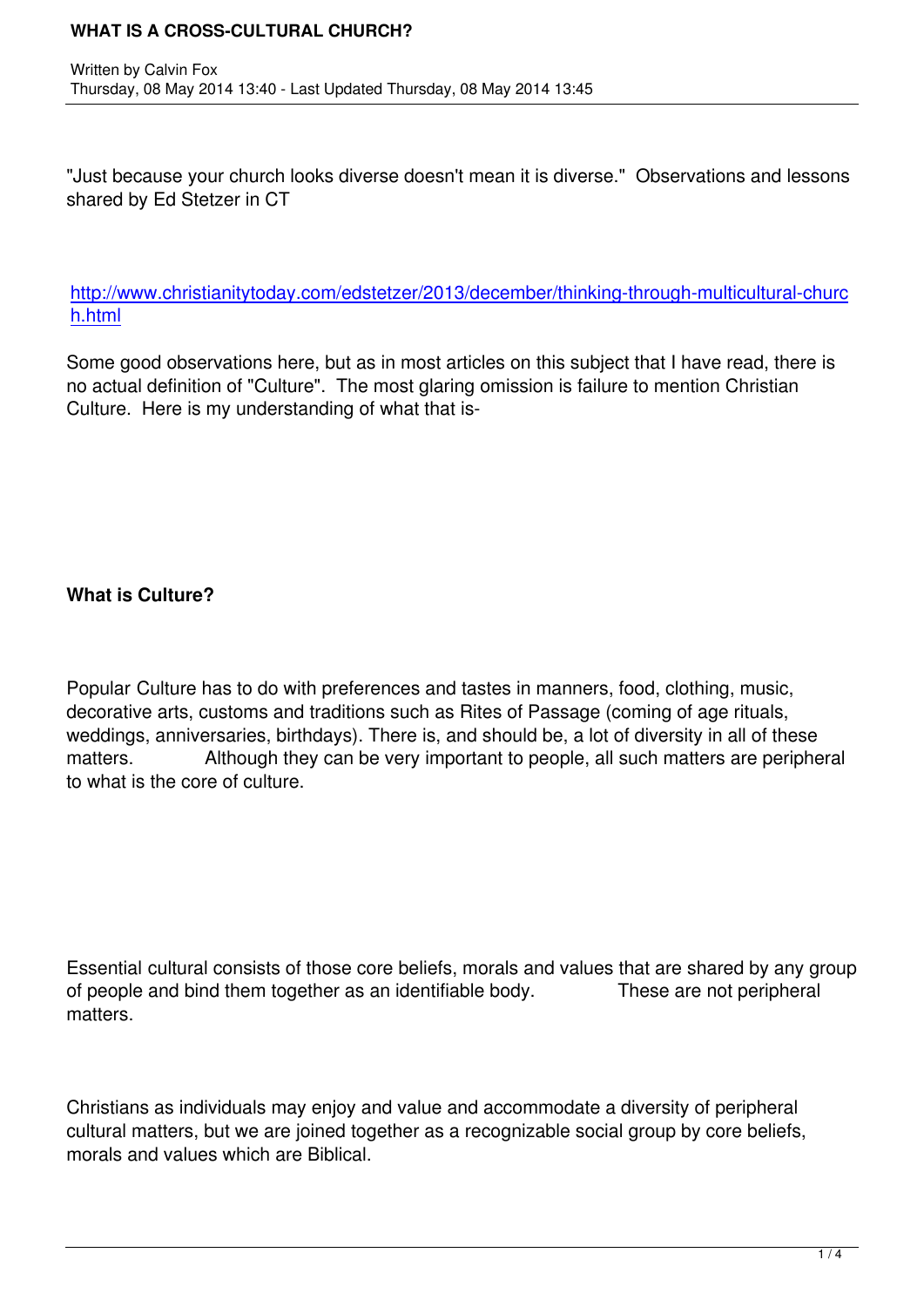# WHAT IS A CROSS-CULTURAL CHURCH?

Written by Calvin Fox
Thursday, 08 May 2014 13:40 - Last Updated Thursday, 08 May 2014 13:45

"Just because your church looks diverse doesn't mean it is diverse." Observations and lessons shared by Ed Stetzer in CT

http://www.christianitytoday.com/edstetzer/2013/december/thinking-through-multicultural-church.html

Some good observations here, but as in most articles on this subject that I have read, there is no actual definition of "Culture". The most glaring omission is failure to mention Christian Culture. Here is my understanding of what that is-

**What is Culture?**

Popular Culture has to do with preferences and tastes in manners, food, clothing, music, decorative arts, customs and traditions such as Rites of Passage (coming of age rituals, weddings, anniversaries, birthdays). There is, and should be, a lot of diversity in all of these matters. Although they can be very important to people, all such matters are peripheral to what is the core of culture.

Essential cultural consists of those core beliefs, morals and values that are shared by any group of people and bind them together as an identifiable body. These are not peripheral matters.

Christians as individuals may enjoy and value and accommodate a diversity of peripheral cultural matters, but we are joined together as a recognizable social group by core beliefs, morals and values which are Biblical.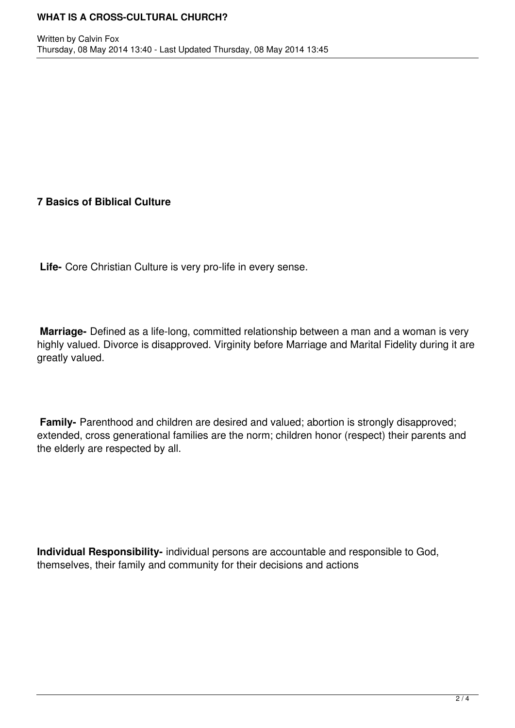**7 Basics of Biblical Culture**

**Life-** Core Christian Culture is very pro-life in every sense.

**Marriage-** Defined as a life-long, committed relationship between a man and a woman is very highly valued. Divorce is disapproved. Virginity before Marriage and Marital Fidelity during it are greatly valued.

**Family-** Parenthood and children are desired and valued; abortion is strongly disapproved; extended, cross generational families are the norm; children honor (respect) their parents and the elderly are respected by all.

**Individual Responsibility-** individual persons are accountable and responsible to God, themselves, their family and community for their decisions and actions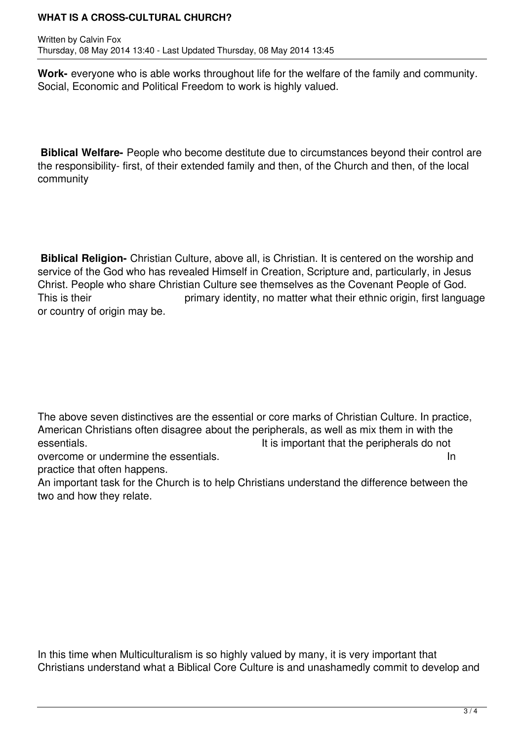**Work-** everyone who is able works throughout life for the welfare of the family and community. Social, Economic and Political Freedom to work is highly valued.

**Biblical Welfare-** People who become destitute due to circumstances beyond their control are the responsibility- first, of their extended family and then, of the Church and then, of the local community

**Biblical Religion-** Christian Culture, above all, is Christian. It is centered on the worship and service of the God who has revealed Himself in Creation, Scripture and, particularly, in Jesus Christ. People who share Christian Culture see themselves as the Covenant People of God. This is their primary identity, no matter what their ethnic origin, first language or country of origin may be.

The above seven distinctives are the essential or core marks of Christian Culture. In practice, American Christians often disagree about the peripherals, as well as mix them in with the essentials. It is important that the peripherals do not overcome or undermine the essentials. In practice that often happens.

An important task for the Church is to help Christians understand the difference between the two and how they relate.

In this time when Multiculturalism is so highly valued by many, it is very important that Christians understand what a Biblical Core Culture is and unashamedly commit to develop and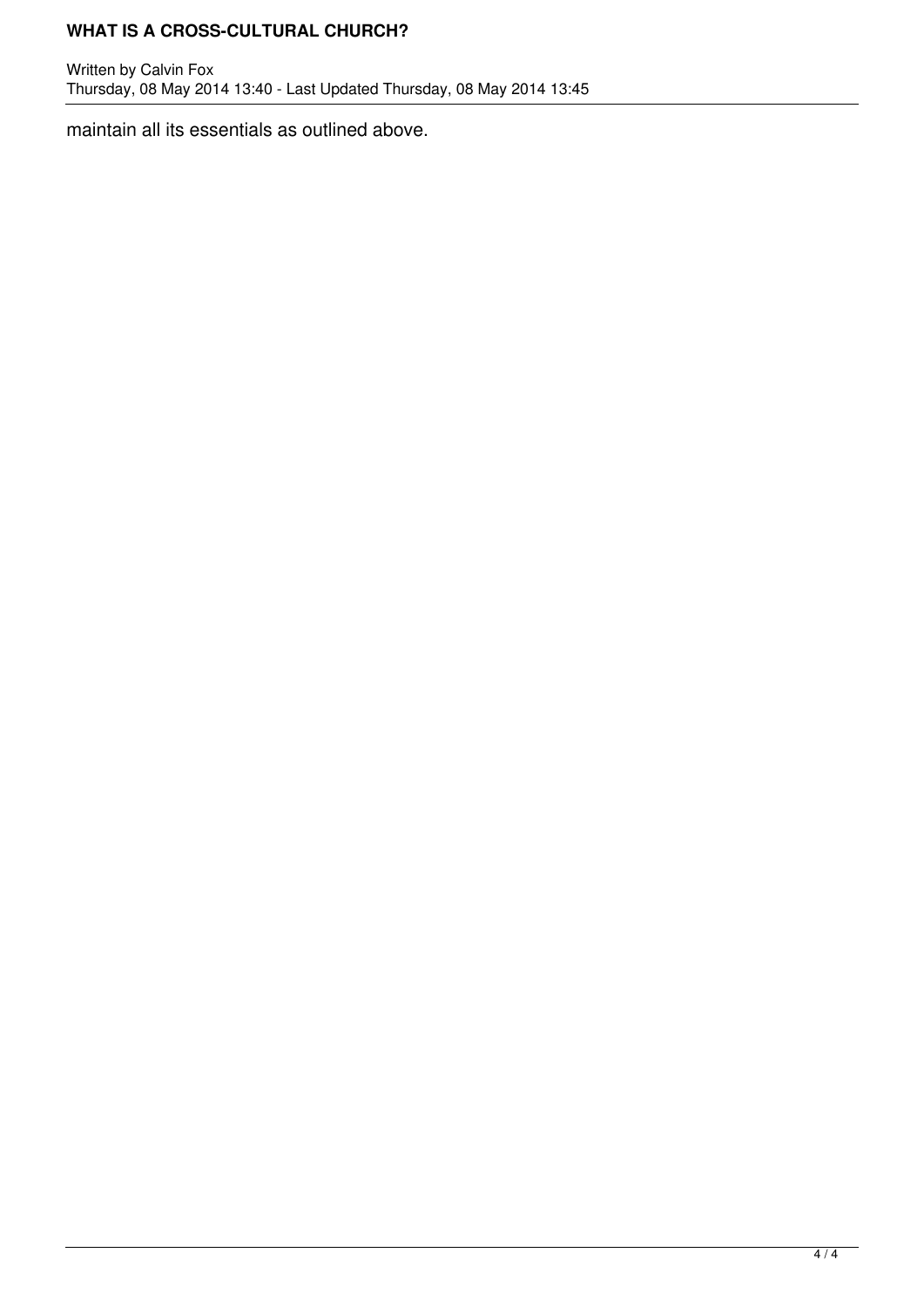maintain all its essentials as outlined above.